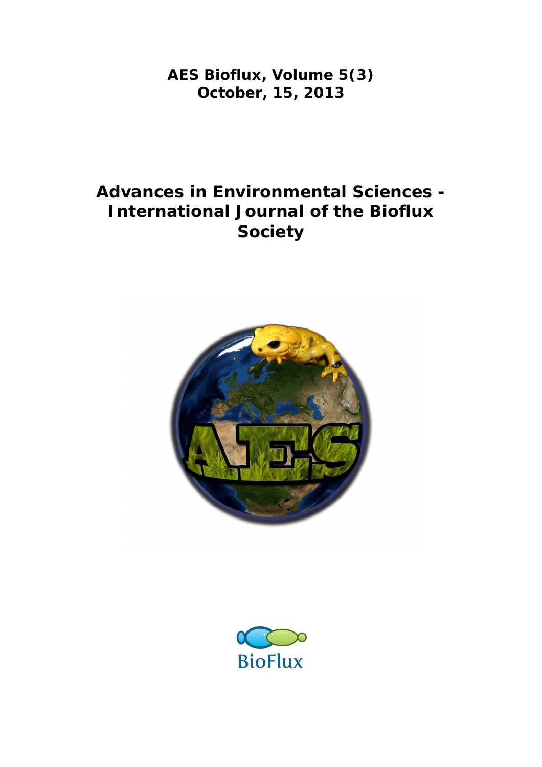**AES Bioflux, Volume 5(3)**
**October, 15, 2013**

# Advances in Environmental Sciences - International Journal of the Bioflux Society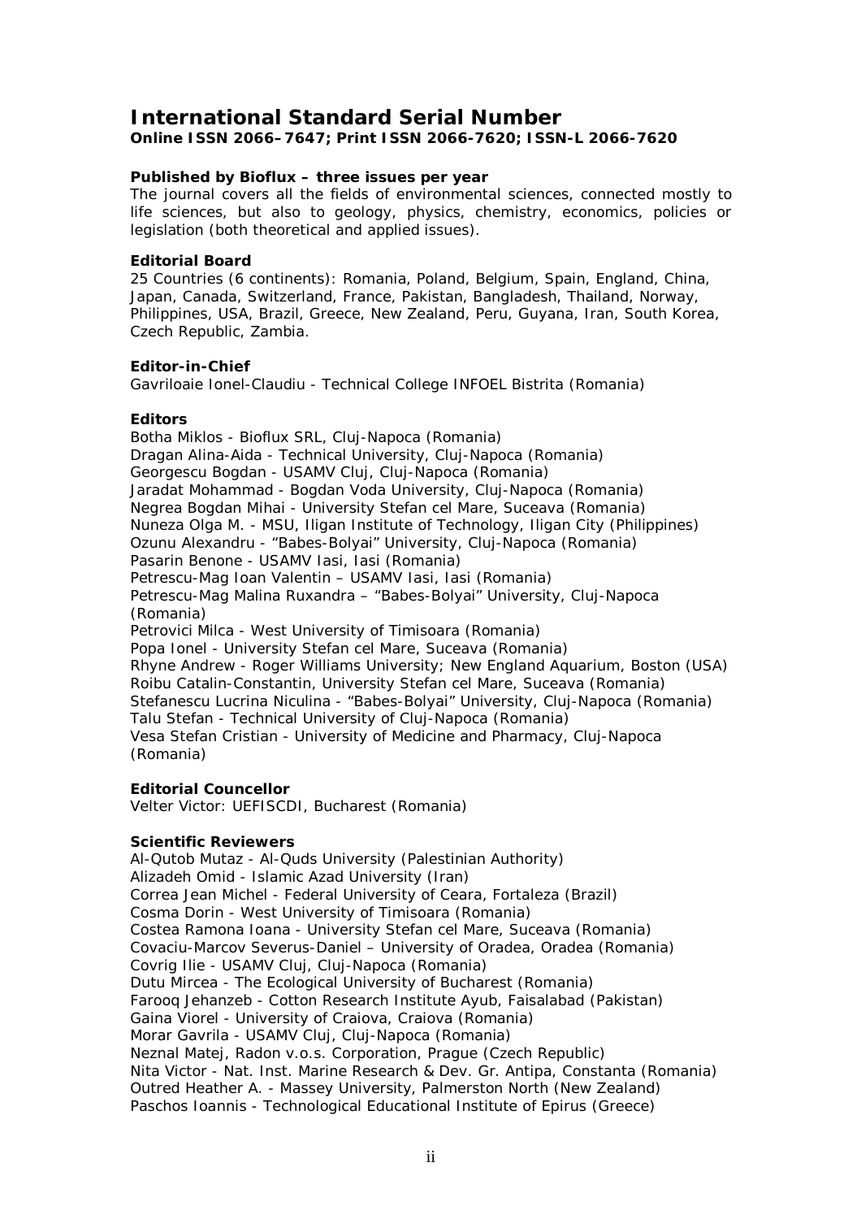## International Standard Serial Number

**Online ISSN 2066–7647; Print ISSN 2066-7620; ISSN-L 2066-7620**

**Published by Bioflux – three issues per year**

The journal covers all the fields of environmental sciences, connected mostly to life sciences, but also to geology, physics, chemistry, economics, policies or legislation (both theoretical and applied issues).

**Editorial Board**

25 Countries (6 continents): Romania, Poland, Belgium, Spain, England, China, Japan, Canada, Switzerland, France, Pakistan, Bangladesh, Thailand, Norway, Philippines, USA, Brazil, Greece, New Zealand, Peru, Guyana, Iran, South Korea, Czech Republic, Zambia.

**Editor-in-Chief**

Gavriloaie Ionel-Claudiu - Technical College INFOEL Bistrita (Romania)

**Editors**

Botha Miklos - Bioflux SRL, Cluj-Napoca (Romania)
Dragan Alina-Aida - Technical University, Cluj-Napoca (Romania)
Georgescu Bogdan - USAMV Cluj, Cluj-Napoca (Romania)
Jaradat Mohammad - Bogdan Voda University, Cluj-Napoca (Romania)
Negrea Bogdan Mihai - University Stefan cel Mare, Suceava (Romania)
Nuneza Olga M. - MSU, Iligan Institute of Technology, Iligan City (Philippines)
Ozunu Alexandru - "Babes-Bolyai" University, Cluj-Napoca (Romania)
Pasarin Benone - USAMV Iasi, Iasi (Romania)
Petrescu-Mag Ioan Valentin – USAMV Iasi, Iasi (Romania)
Petrescu-Mag Malina Ruxandra – "Babes-Bolyai" University, Cluj-Napoca (Romania)
Petrovici Milca - West University of Timisoara (Romania)
Popa Ionel - University Stefan cel Mare, Suceava (Romania)
Rhyne Andrew - Roger Williams University; New England Aquarium, Boston (USA)
Roibu Catalin-Constantin, University Stefan cel Mare, Suceava (Romania)
Stefanescu Lucrina Niculina - "Babes-Bolyai" University, Cluj-Napoca (Romania)
Talu Stefan - Technical University of Cluj-Napoca (Romania)
Vesa Stefan Cristian - University of Medicine and Pharmacy, Cluj-Napoca (Romania)

**Editorial Councellor**

Velter Victor: UEFISCDI, Bucharest (Romania)

**Scientific Reviewers**

Al-Qutob Mutaz - Al-Quds University (Palestinian Authority)
Alizadeh Omid - Islamic Azad University (Iran)
Correa Jean Michel - Federal University of Ceara, Fortaleza (Brazil)
Cosma Dorin - West University of Timisoara (Romania)
Costea Ramona Ioana - University Stefan cel Mare, Suceava (Romania)
Covaciu-Marcov Severus-Daniel – University of Oradea, Oradea (Romania)
Covrig Ilie - USAMV Cluj, Cluj-Napoca (Romania)
Dutu Mircea - The Ecological University of Bucharest (Romania)
Farooq Jehanzeb - Cotton Research Institute Ayub, Faisalabad (Pakistan)
Gaina Viorel - University of Craiova, Craiova (Romania)
Morar Gavrila - USAMV Cluj, Cluj-Napoca (Romania)
Neznal Matej, Radon v.o.s. Corporation, Prague (Czech Republic)
Nita Victor - Nat. Inst. Marine Research & Dev. Gr. Antipa, Constanta (Romania)
Outred Heather A. - Massey University, Palmerston North (New Zealand)
Paschos Ioannis - Technological Educational Institute of Epirus (Greece)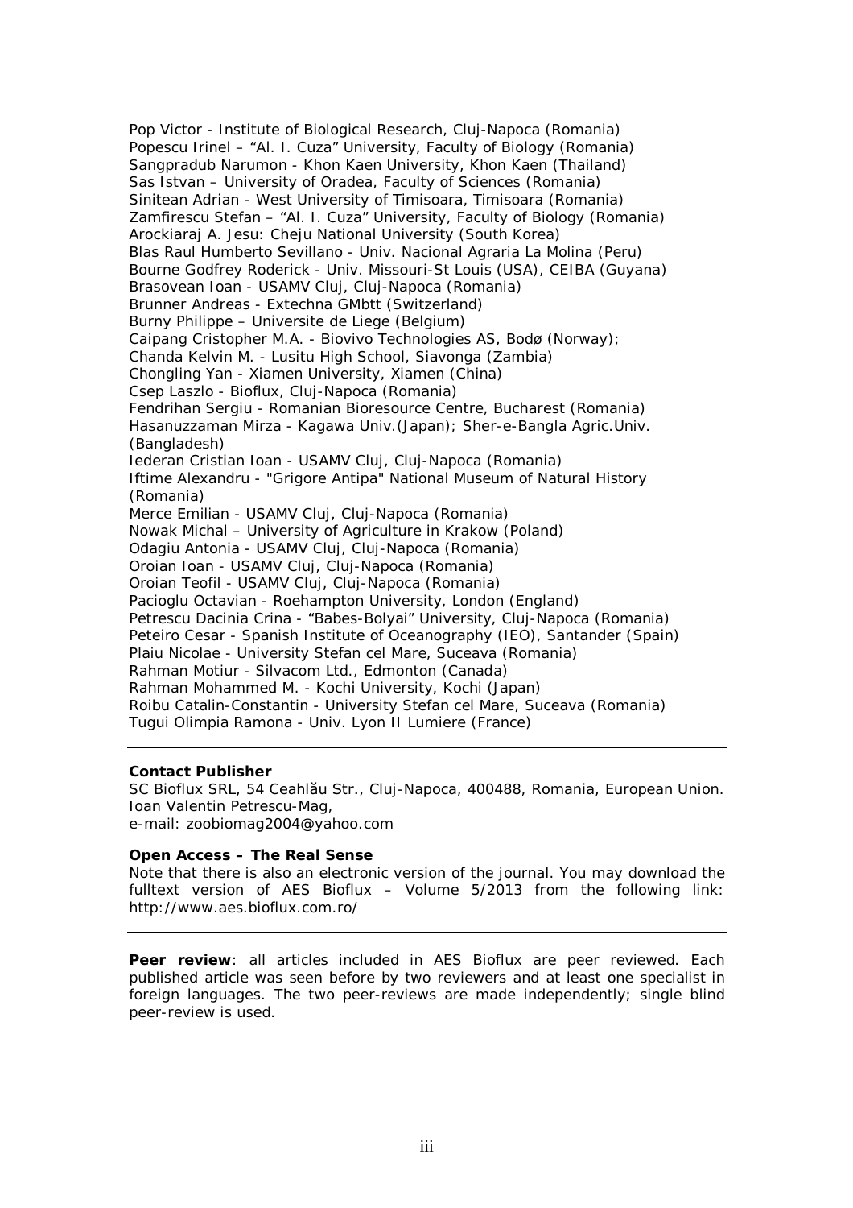Pop Victor - Institute of Biological Research, Cluj-Napoca (Romania)
Popescu Irinel – "Al. I. Cuza" University, Faculty of Biology (Romania)
Sangpradub Narumon - Khon Kaen University, Khon Kaen (Thailand)
Sas Istvan – University of Oradea, Faculty of Sciences (Romania)
Sinitean Adrian - West University of Timisoara, Timisoara (Romania)
Zamfirescu Stefan – "Al. I. Cuza" University, Faculty of Biology (Romania)
Arockiaraj A. Jesu: Cheju National University (South Korea)
Blas Raul Humberto Sevillano - Univ. Nacional Agraria La Molina (Peru)
Bourne Godfrey Roderick - Univ. Missouri-St Louis (USA), CEIBA (Guyana)
Brasovean Ioan - USAMV Cluj, Cluj-Napoca (Romania)
Brunner Andreas - Extechna GMbtt (Switzerland)
Burny Philippe – Universite de Liege (Belgium)
Caipang Cristopher M.A. - Biovivo Technologies AS, Bodø (Norway);
Chanda Kelvin M. - Lusitu High School, Siavonga (Zambia)
Chongling Yan - Xiamen University, Xiamen (China)
Csep Laszlo - Bioflux, Cluj-Napoca (Romania)
Fendrihan Sergiu - Romanian Bioresource Centre, Bucharest (Romania)
Hasanuzzaman Mirza - Kagawa Univ.(Japan); Sher-e-Bangla Agric.Univ. (Bangladesh)
Iederan Cristian Ioan - USAMV Cluj, Cluj-Napoca (Romania)
Iftime Alexandru - "Grigore Antipa" National Museum of Natural History (Romania)
Merce Emilian - USAMV Cluj, Cluj-Napoca (Romania)
Nowak Michal – University of Agriculture in Krakow (Poland)
Odagiu Antonia - USAMV Cluj, Cluj-Napoca (Romania)
Oroian Ioan - USAMV Cluj, Cluj-Napoca (Romania)
Oroian Teofil - USAMV Cluj, Cluj-Napoca (Romania)
Pacioglu Octavian - Roehampton University, London (England)
Petrescu Dacinia Crina - "Babes-Bolyai" University, Cluj-Napoca (Romania)
Peteiro Cesar - Spanish Institute of Oceanography (IEO), Santander (Spain)
Plaiu Nicolae - University Stefan cel Mare, Suceava (Romania)
Rahman Motiur - Silvacom Ltd., Edmonton (Canada)
Rahman Mohammed M. - Kochi University, Kochi (Japan)
Roibu Catalin-Constantin - University Stefan cel Mare, Suceava (Romania)
Tugui Olimpia Ramona - Univ. Lyon II Lumiere (France)

---

**Contact Publisher**

SC Bioflux SRL, 54 Ceahlău Str., Cluj-Napoca, 400488, Romania, European Union.
Ioan Valentin Petrescu-Mag,
e-mail: zoobiomag2004@yahoo.com

**Open Access – The Real Sense**

Note that there is also an electronic version of the journal. You may download the fulltext version of AES Bioflux – Volume 5/2013 from the following link: http://www.aes.bioflux.com.ro/

---

**Peer review**: all articles included in AES Bioflux are peer reviewed. Each published article was seen before by two reviewers and at least one specialist in foreign languages. The two peer-reviews are made independently; single blind peer-review is used.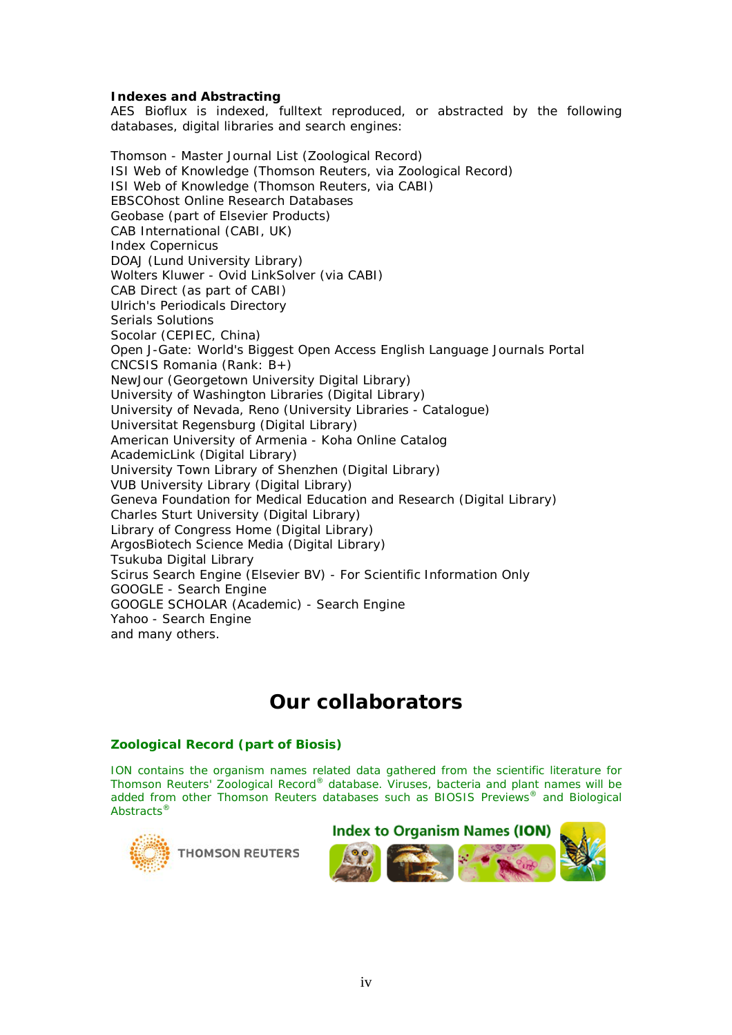**Indexes and Abstracting**
AES Bioflux is indexed, fulltext reproduced, or abstracted by the following databases, digital libraries and search engines:

Thomson - Master Journal List (Zoological Record)
ISI Web of Knowledge (Thomson Reuters, via Zoological Record)
ISI Web of Knowledge (Thomson Reuters, via CABI)
EBSCOhost Online Research Databases
Geobase (part of Elsevier Products)
CAB International (CABI, UK)
Index Copernicus
DOAJ (Lund University Library)
Wolters Kluwer - Ovid LinkSolver (via CABI)
CAB Direct (as part of CABI)
Ulrich's Periodicals Directory
Serials Solutions
Socolar (CEPIEC, China)
Open J-Gate: World's Biggest Open Access English Language Journals Portal
CNCSIS Romania (Rank: B+)
NewJour (Georgetown University Digital Library)
University of Washington Libraries (Digital Library)
University of Nevada, Reno (University Libraries - Catalogue)
Universitat Regensburg (Digital Library)
American University of Armenia - Koha Online Catalog
AcademicLink (Digital Library)
University Town Library of Shenzhen (Digital Library)
VUB University Library (Digital Library)
Geneva Foundation for Medical Education and Research (Digital Library)
Charles Sturt University (Digital Library)
Library of Congress Home (Digital Library)
ArgosBiotech Science Media (Digital Library)
Tsukuba Digital Library
Scirus Search Engine (Elsevier BV) - For Scientific Information Only
GOOGLE - Search Engine
GOOGLE SCHOLAR (Academic) - Search Engine
Yahoo - Search Engine
and many others.

## Our collaborators

### Zoological Record (part of Biosis)

ION contains the organism names related data gathered from the scientific literature for Thomson Reuters' Zoological Record® database. Viruses, bacteria and plant names will be added from other Thomson Reuters databases such as BIOSIS Previews® and Biological Abstracts®

THOMSON REUTERS

Index to Organism Names (ION)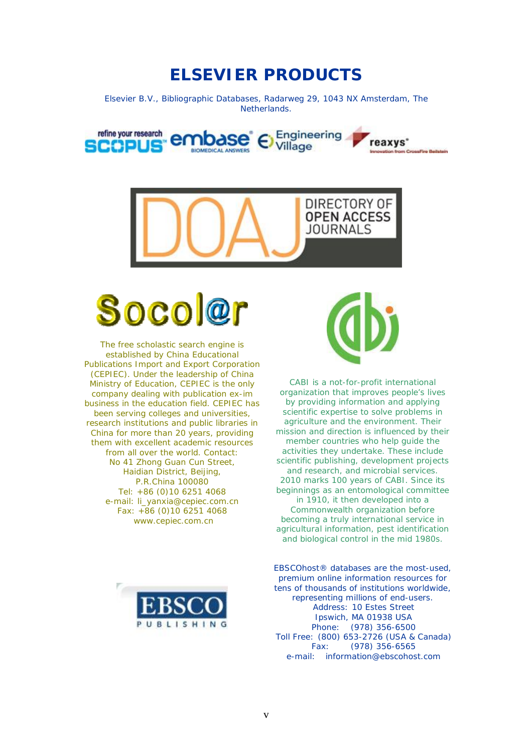# ELSEVIER PRODUCTS

Elsevier B.V., Bibliographic Databases, Radarweg 29, 1043 NX Amsterdam, The Netherlands.

The free scholastic search engine is established by China Educational Publications Import and Export Corporation (CEPIEC). Under the leadership of China Ministry of Education, CEPIEC is the only company dealing with publication ex-im business in the education field. CEPIEC has been serving colleges and universities, research institutions and public libraries in China for more than 20 years, providing them with excellent academic resources from all over the world. Contact:
No 41 Zhong Guan Cun Street,
Haidian District, Beijing,
P.R.China 100080
Tel: +86 (0)10 6251 4068
e-mail: li_yanxia@cepiec.com.cn
Fax: +86 (0)10 6251 4068
www.cepiec.com.cn

CABI is a not-for-profit international organization that improves people's lives by providing information and applying scientific expertise to solve problems in agriculture and the environment. Their mission and direction is influenced by their member countries who help guide the activities they undertake. These include scientific publishing, development projects and research, and microbial services. 2010 marks 100 years of CABI. Since its beginnings as an entomological committee in 1910, it then developed into a Commonwealth organization before becoming a truly international service in agricultural information, pest identification and biological control in the mid 1980s.

EBSCOhost® databases are the most-used, premium online information resources for tens of thousands of institutions worldwide, representing millions of end-users.
Address: 10 Estes Street
Ipswich, MA 01938 USA
Phone: (978) 356-6500
Toll Free: (800) 653-2726 (USA & Canada)
Fax: (978) 356-6565
e-mail: information@ebscohost.com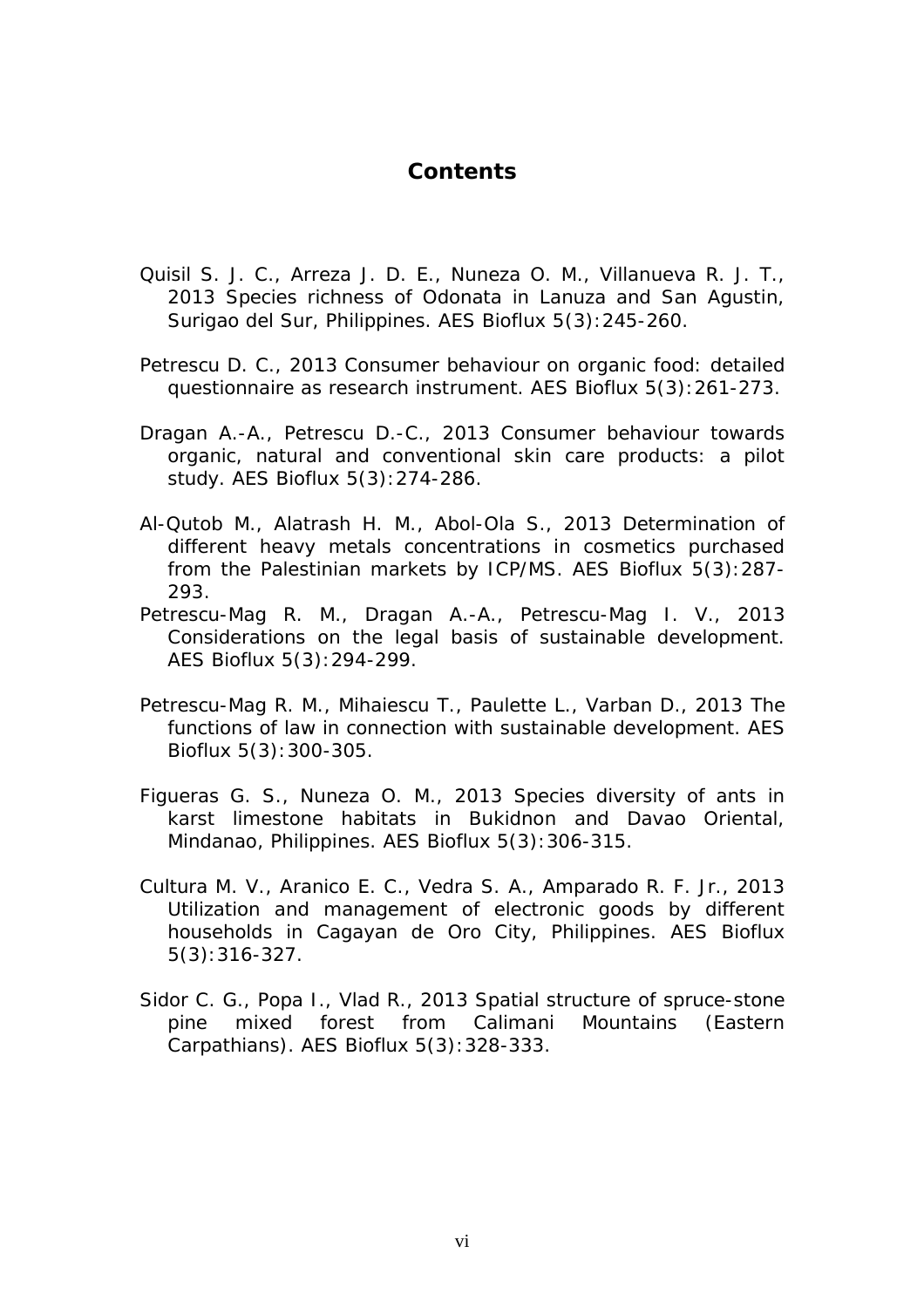# Contents

Quisil S. J. C., Arreza J. D. E., Nuneza O. M., Villanueva R. J. T., 2013 Species richness of Odonata in Lanuza and San Agustin, Surigao del Sur, Philippines. AES Bioflux 5(3):245-260.

Petrescu D. C., 2013 Consumer behaviour on organic food: detailed questionnaire as research instrument. AES Bioflux 5(3):261-273.

Dragan A.-A., Petrescu D.-C., 2013 Consumer behaviour towards organic, natural and conventional skin care products: a pilot study. AES Bioflux 5(3):274-286.

Al-Qutob M., Alatrash H. M., Abol-Ola S., 2013 Determination of different heavy metals concentrations in cosmetics purchased from the Palestinian markets by ICP/MS. AES Bioflux 5(3):287-293.

Petrescu-Mag R. M., Dragan A.-A., Petrescu-Mag I. V., 2013 Considerations on the legal basis of sustainable development. AES Bioflux 5(3):294-299.

Petrescu-Mag R. M., Mihaiescu T., Paulette L., Varban D., 2013 The functions of law in connection with sustainable development. AES Bioflux 5(3):300-305.

Figueras G. S., Nuneza O. M., 2013 Species diversity of ants in karst limestone habitats in Bukidnon and Davao Oriental, Mindanao, Philippines. AES Bioflux 5(3):306-315.

Cultura M. V., Aranico E. C., Vedra S. A., Amparado R. F. Jr., 2013 Utilization and management of electronic goods by different households in Cagayan de Oro City, Philippines. AES Bioflux 5(3):316-327.

Sidor C. G., Popa I., Vlad R., 2013 Spatial structure of spruce-stone pine mixed forest from Calimani Mountains (Eastern Carpathians). AES Bioflux 5(3):328-333.